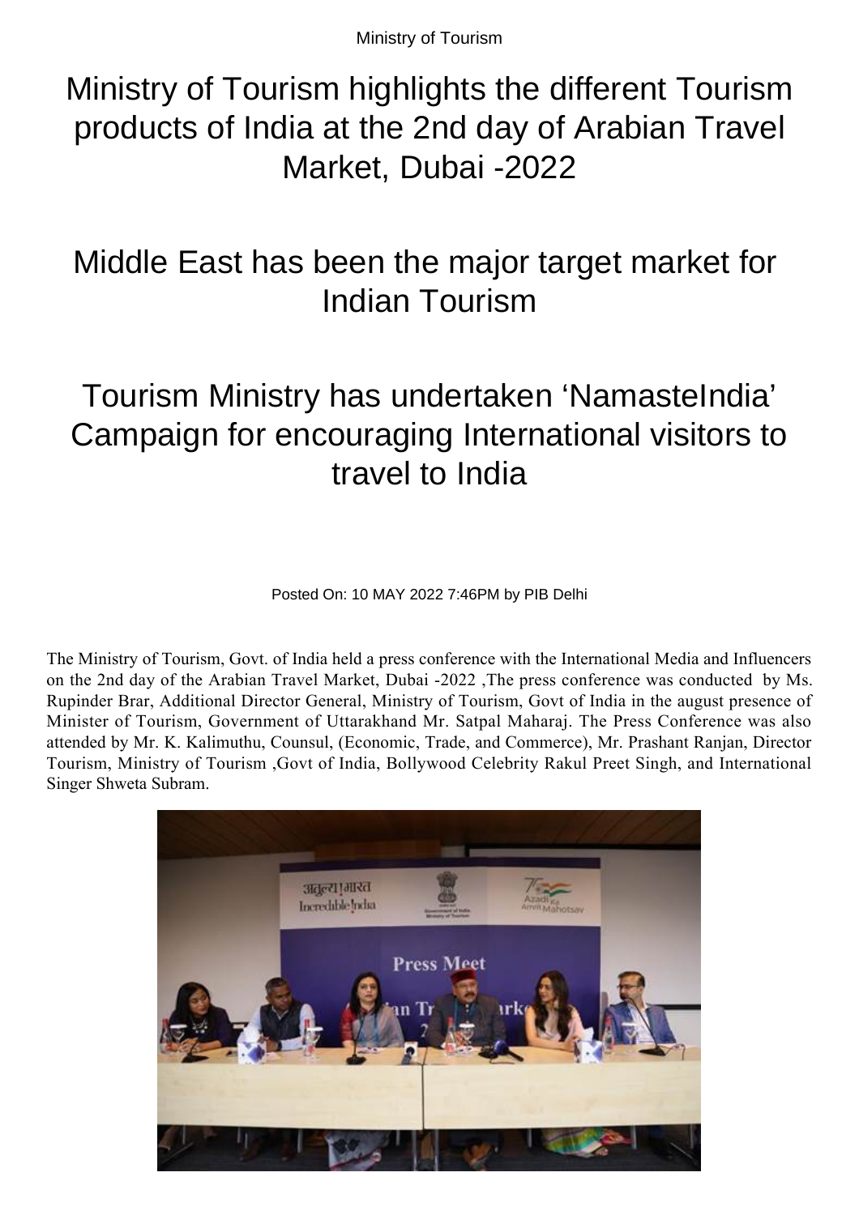Ministry of Tourism

# Ministry of Tourism highlights the different Tourism products of India at the 2nd day of Arabian Travel Market, Dubai -2022

## Middle East has been the major target market for Indian Tourism

## Tourism Ministry has undertaken 'NamasteIndia' Campaign for encouraging International visitors to travel to India

Posted On: 10 MAY 2022 7:46PM by PIB Delhi

The Ministry of Tourism, Govt. of India held a press conference with the International Media and Influencers on the 2nd day of the Arabian Travel Market, Dubai -2022 ,The press conference was conducted by Ms. Rupinder Brar, Additional Director General, Ministry of Tourism, Govt of India in the august presence of Minister of Tourism, Government of Uttarakhand Mr. Satpal Maharaj. The Press Conference was also attended by Mr. K. Kalimuthu, Counsul, (Economic, Trade, and Commerce), Mr. Prashant Ranjan, Director Tourism, Ministry of Tourism ,Govt of India, Bollywood Celebrity Rakul Preet Singh, and International Singer Shweta Subram.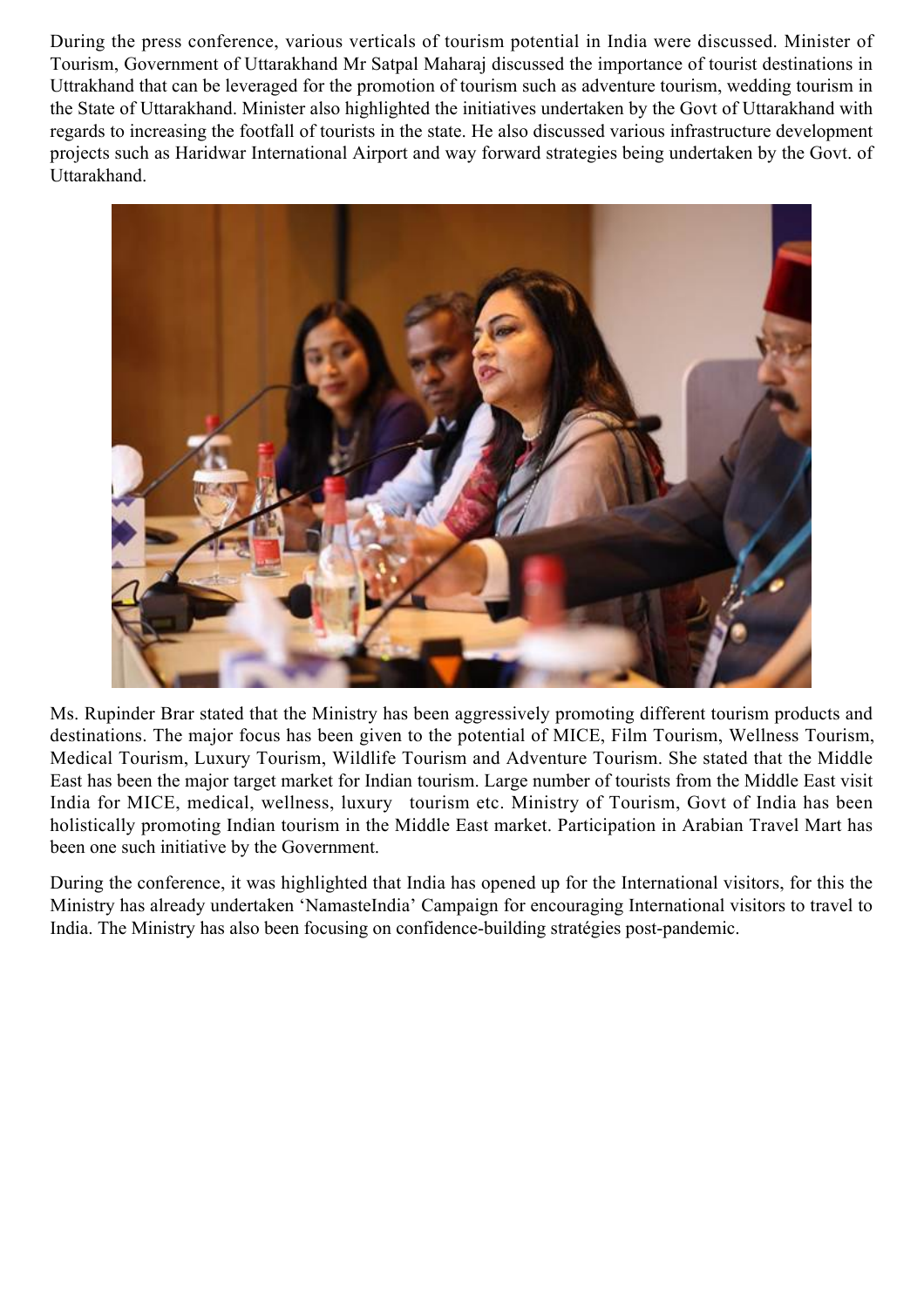During the press conference, various verticals of tourism potential in India were discussed. Minister of Tourism, Government of Uttarakhand Mr Satpal Maharaj discussed the importance of tourist destinations in Uttrakhand that can be leveraged for the promotion of tourism such as adventure tourism, wedding tourism in the State of Uttarakhand. Minister also highlighted the initiatives undertaken by the Govt of Uttarakhand with regards to increasing the footfall of tourists in the state. He also discussed various infrastructure development projects such as Haridwar International Airport and way forward strategies being undertaken by the Govt. of Uttarakhand.

Ms. Rupinder Brar stated that the Ministry has been aggressively promoting different tourism products and destinations. The major focus has been given to the potential of MICE, Film Tourism, Wellness Tourism, Medical Tourism, Luxury Tourism, Wildlife Tourism and Adventure Tourism. She stated that the Middle East has been the major target market for Indian tourism. Large number of tourists from the Middle East visit India for MICE, medical, wellness, luxury tourism etc. Ministry of Tourism, Govt of India has been holistically promoting Indian tourism in the Middle East market. Participation in Arabian Travel Mart has been one such initiative by the Government.

During the conference, it was highlighted that India has opened up for the International visitors, for this the Ministry has already undertaken 'NamasteIndia' Campaign for encouraging International visitors to travel to India. The Ministry has also been focusing on confidence-building stratégies post-pandemic.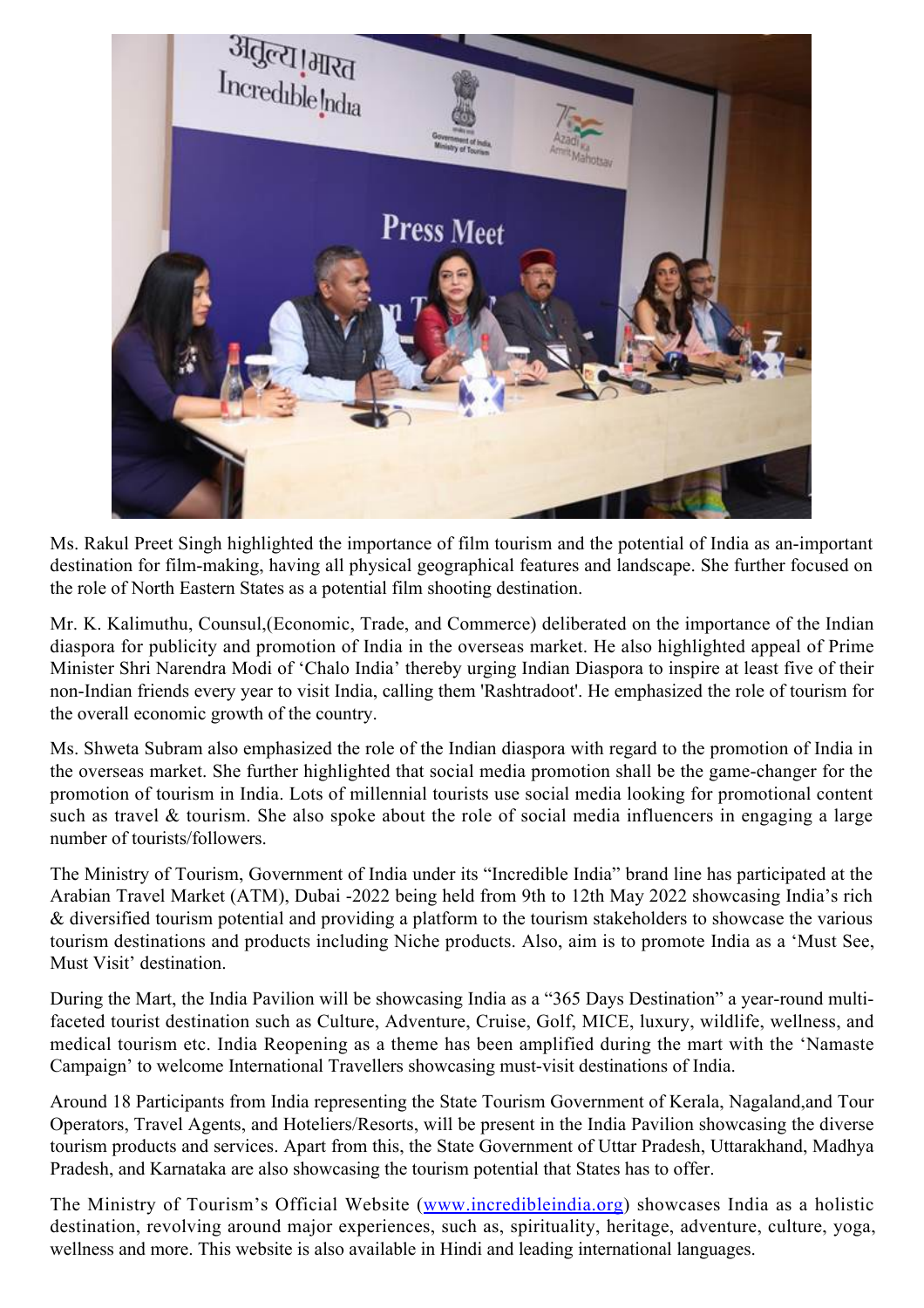Ms. Rakul Preet Singh highlighted the importance of film tourism and the potential of India as an-important destination for film-making, having all physical geographical features and landscape. She further focused on the role of North Eastern States as a potential film shooting destination.

Mr. K. Kalimuthu, Counsul,(Economic, Trade, and Commerce) deliberated on the importance of the Indian diaspora for publicity and promotion of India in the overseas market. He also highlighted appeal of Prime Minister Shri Narendra Modi of 'Chalo India' thereby urging Indian Diaspora to inspire at least five of their non-Indian friends every year to visit India, calling them 'Rashtradoot'. He emphasized the role of tourism for the overall economic growth of the country.

Ms. Shweta Subram also emphasized the role of the Indian diaspora with regard to the promotion of India in the overseas market. She further highlighted that social media promotion shall be the game-changer for the promotion of tourism in India. Lots of millennial tourists use social media looking for promotional content such as travel & tourism. She also spoke about the role of social media influencers in engaging a large number of tourists/followers.

The Ministry of Tourism, Government of India under its "Incredible India" brand line has participated at the Arabian Travel Market (ATM), Dubai -2022 being held from 9th to 12th May 2022 showcasing India's rich & diversified tourism potential and providing a platform to the tourism stakeholders to showcase the various tourism destinations and products including Niche products. Also, aim is to promote India as a 'Must See, Must Visit' destination.

During the Mart, the India Pavilion will be showcasing India as a "365 Days Destination" a year-round multi-faceted tourist destination such as Culture, Adventure, Cruise, Golf, MICE, luxury, wildlife, wellness, and medical tourism etc. India Reopening as a theme has been amplified during the mart with the 'Namaste Campaign' to welcome International Travellers showcasing must-visit destinations of India.

Around 18 Participants from India representing the State Tourism Government of Kerala, Nagaland,and Tour Operators, Travel Agents, and Hoteliers/Resorts, will be present in the India Pavilion showcasing the diverse tourism products and services. Apart from this, the State Government of Uttar Pradesh, Uttarakhand, Madhya Pradesh, and Karnataka are also showcasing the tourism potential that States has to offer.

The Ministry of Tourism's Official Website ([www.incredibleindia.org](www.incredibleindia.org)) showcases India as a holistic destination, revolving around major experiences, such as, spirituality, heritage, adventure, culture, yoga, wellness and more. This website is also available in Hindi and leading international languages.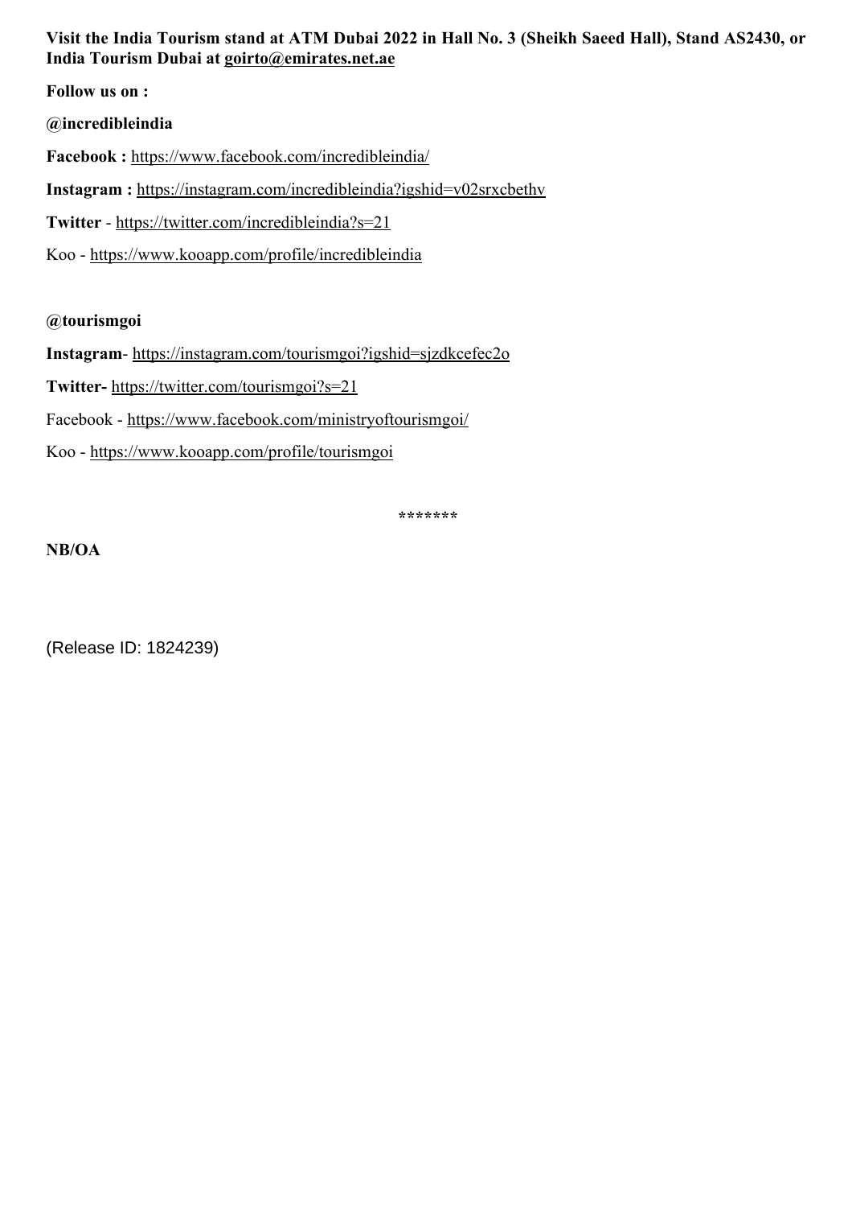**Visit the India Tourism stand at ATM Dubai 2022 in Hall No. 3 (Sheikh Saeed Hall), Stand AS2430, or India Tourism Dubai at goirto@emirates.net.ae**

**Follow us on :**

**@incredibleindia**

**Facebook :** https://www.facebook.com/incredibleindia/

**Instagram :** https://instagram.com/incredibleindia?igshid=v02srxcbethv

**Twitter** - https://twitter.com/incredibleindia?s=21

Koo - https://www.kooapp.com/profile/incredibleindia

**@tourismgoi**

**Instagram**- https://instagram.com/tourismgoi?igshid=sjzdkcefec2o

**Twitter-** https://twitter.com/tourismgoi?s=21

Facebook - https://www.facebook.com/ministryoftourismgoi/

Koo - https://www.kooapp.com/profile/tourismgoi

*******

**NB/OA**

(Release ID: 1824239)